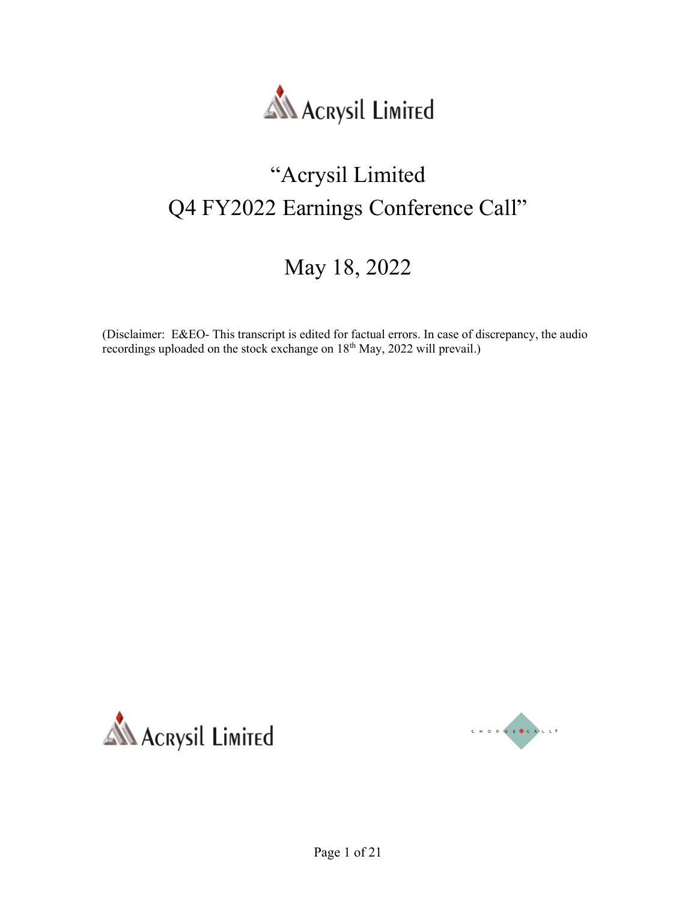Acrysil Limited

# "Acrysil Limited Q4 FY2022 Earnings Conference Call"

## May 18, 2022

(Disclaimer: E&EO- This transcript is edited for factual errors. In case of discrepancy, the audio recordings uploaded on the stock exchange on 18th May, 2022 will prevail.)

Acrysil Limited

CHORUS CALL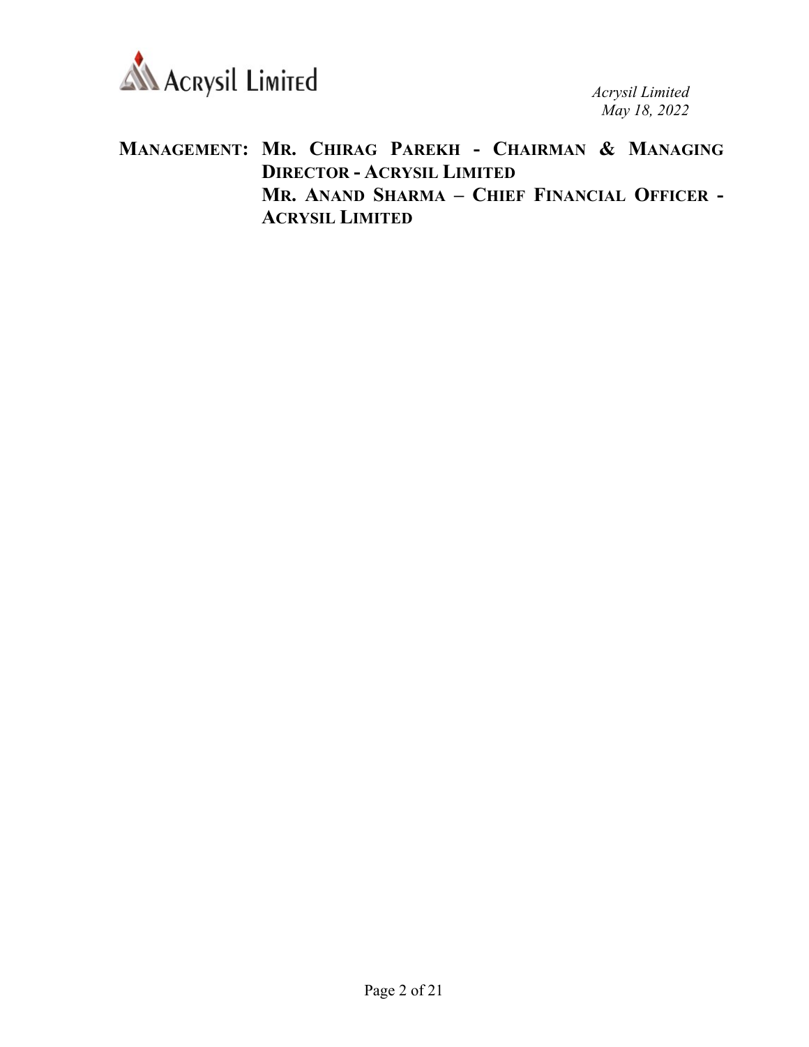**MANAGEMENT: MR. CHIRAG PAREKH - CHAIRMAN & MANAGING DIRECTOR - ACRYSIL LIMITED**

**MR. ANAND SHARMA – CHIEF FINANCIAL OFFICER - ACRYSIL LIMITED**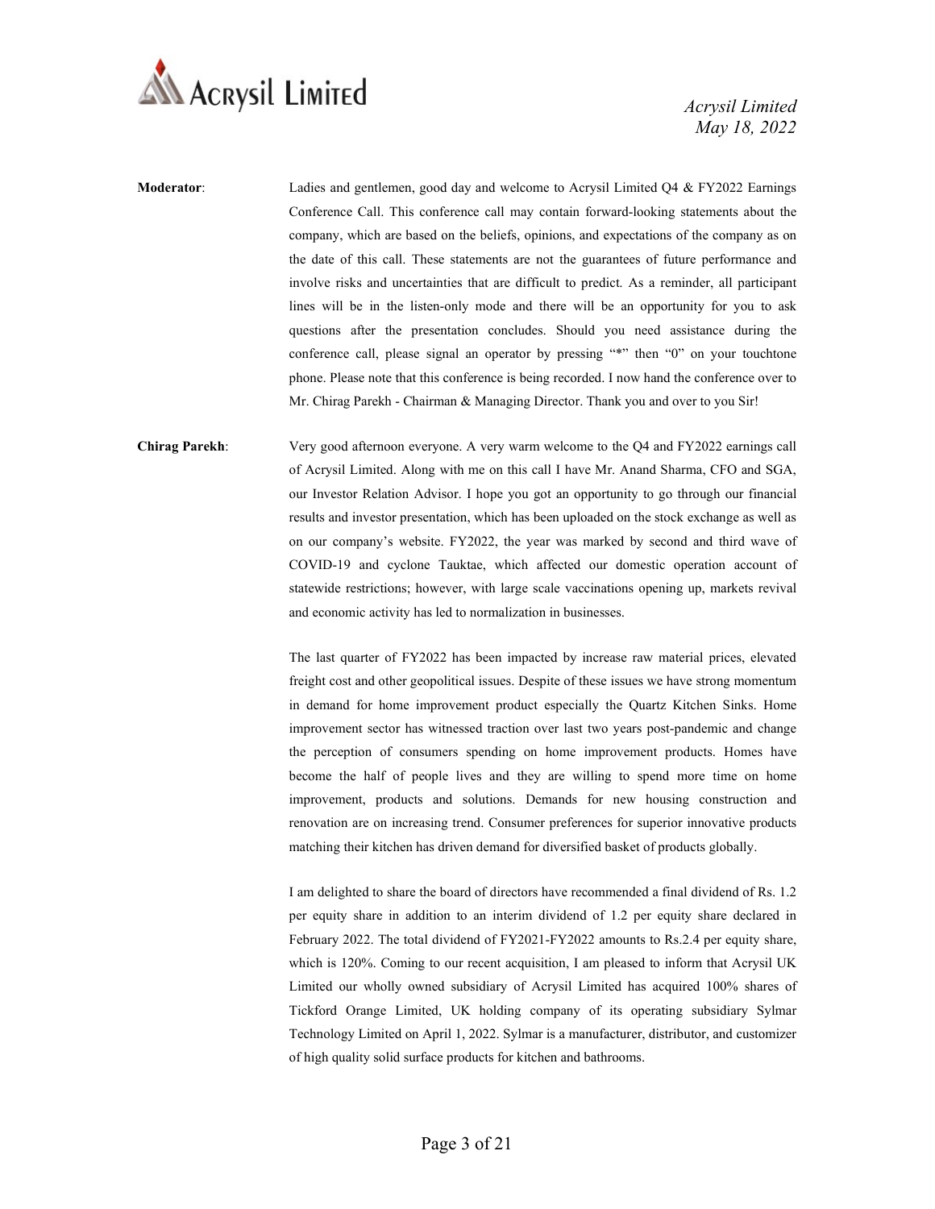**Moderator**: Ladies and gentlemen, good day and welcome to Acrysil Limited Q4 & FY2022 Earnings Conference Call. This conference call may contain forward-looking statements about the company, which are based on the beliefs, opinions, and expectations of the company as on the date of this call. These statements are not the guarantees of future performance and involve risks and uncertainties that are difficult to predict. As a reminder, all participant lines will be in the listen-only mode and there will be an opportunity for you to ask questions after the presentation concludes. Should you need assistance during the conference call, please signal an operator by pressing "*" then "0" on your touchtone phone. Please note that this conference is being recorded. I now hand the conference over to Mr. Chirag Parekh - Chairman & Managing Director. Thank you and over to you Sir!

**Chirag Parekh**: Very good afternoon everyone. A very warm welcome to the Q4 and FY2022 earnings call of Acrysil Limited. Along with me on this call I have Mr. Anand Sharma, CFO and SGA, our Investor Relation Advisor. I hope you got an opportunity to go through our financial results and investor presentation, which has been uploaded on the stock exchange as well as on our company's website. FY2022, the year was marked by second and third wave of COVID-19 and cyclone Tauktae, which affected our domestic operation account of statewide restrictions; however, with large scale vaccinations opening up, markets revival and economic activity has led to normalization in businesses.

The last quarter of FY2022 has been impacted by increase raw material prices, elevated freight cost and other geopolitical issues. Despite of these issues we have strong momentum in demand for home improvement product especially the Quartz Kitchen Sinks. Home improvement sector has witnessed traction over last two years post-pandemic and change the perception of consumers spending on home improvement products. Homes have become the half of people lives and they are willing to spend more time on home improvement, products and solutions. Demands for new housing construction and renovation are on increasing trend. Consumer preferences for superior innovative products matching their kitchen has driven demand for diversified basket of products globally.

I am delighted to share the board of directors have recommended a final dividend of Rs. 1.2 per equity share in addition to an interim dividend of 1.2 per equity share declared in February 2022. The total dividend of FY2021-FY2022 amounts to Rs.2.4 per equity share, which is 120%. Coming to our recent acquisition, I am pleased to inform that Acrysil UK Limited our wholly owned subsidiary of Acrysil Limited has acquired 100% shares of Tickford Orange Limited, UK holding company of its operating subsidiary Sylmar Technology Limited on April 1, 2022. Sylmar is a manufacturer, distributor, and customizer of high quality solid surface products for kitchen and bathrooms.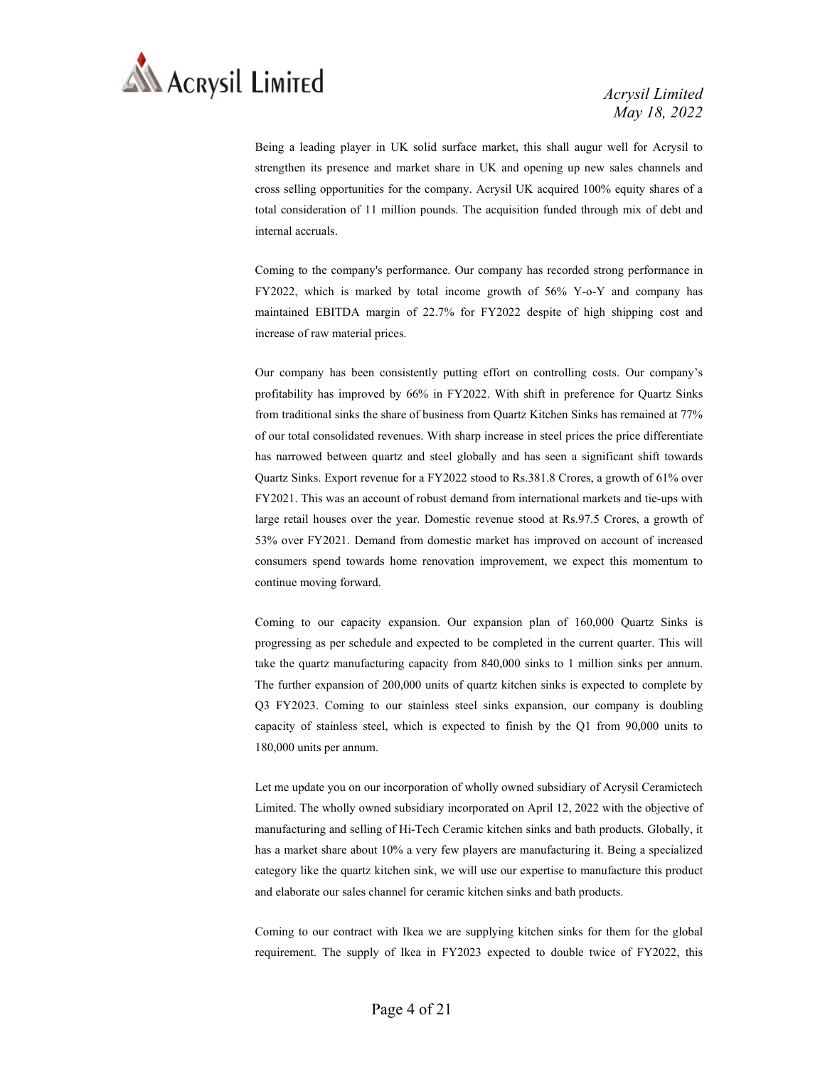Being a leading player in UK solid surface market, this shall augur well for Acrysil to strengthen its presence and market share in UK and opening up new sales channels and cross selling opportunities for the company. Acrysil UK acquired 100% equity shares of a total consideration of 11 million pounds. The acquisition funded through mix of debt and internal accruals.

Coming to the company's performance. Our company has recorded strong performance in FY2022, which is marked by total income growth of 56% Y-o-Y and company has maintained EBITDA margin of 22.7% for FY2022 despite of high shipping cost and increase of raw material prices.

Our company has been consistently putting effort on controlling costs. Our company's profitability has improved by 66% in FY2022. With shift in preference for Quartz Sinks from traditional sinks the share of business from Quartz Kitchen Sinks has remained at 77% of our total consolidated revenues. With sharp increase in steel prices the price differentiate has narrowed between quartz and steel globally and has seen a significant shift towards Quartz Sinks. Export revenue for a FY2022 stood to Rs.381.8 Crores, a growth of 61% over FY2021. This was an account of robust demand from international markets and tie-ups with large retail houses over the year. Domestic revenue stood at Rs.97.5 Crores, a growth of 53% over FY2021. Demand from domestic market has improved on account of increased consumers spend towards home renovation improvement, we expect this momentum to continue moving forward.

Coming to our capacity expansion. Our expansion plan of 160,000 Quartz Sinks is progressing as per schedule and expected to be completed in the current quarter. This will take the quartz manufacturing capacity from 840,000 sinks to 1 million sinks per annum. The further expansion of 200,000 units of quartz kitchen sinks is expected to complete by Q3 FY2023. Coming to our stainless steel sinks expansion, our company is doubling capacity of stainless steel, which is expected to finish by the Q1 from 90,000 units to 180,000 units per annum.

Let me update you on our incorporation of wholly owned subsidiary of Acrysil Ceramictech Limited. The wholly owned subsidiary incorporated on April 12, 2022 with the objective of manufacturing and selling of Hi-Tech Ceramic kitchen sinks and bath products. Globally, it has a market share about 10% a very few players are manufacturing it. Being a specialized category like the quartz kitchen sink, we will use our expertise to manufacture this product and elaborate our sales channel for ceramic kitchen sinks and bath products.

Coming to our contract with Ikea we are supplying kitchen sinks for them for the global requirement. The supply of Ikea in FY2023 expected to double twice of FY2022, this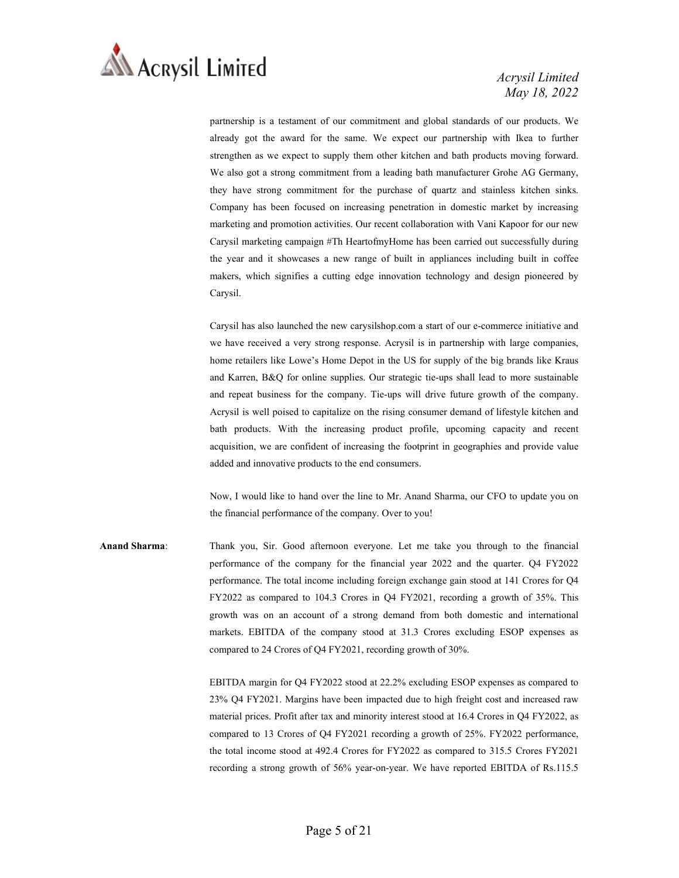partnership is a testament of our commitment and global standards of our products. We already got the award for the same. We expect our partnership with Ikea to further strengthen as we expect to supply them other kitchen and bath products moving forward. We also got a strong commitment from a leading bath manufacturer Grohe AG Germany, they have strong commitment for the purchase of quartz and stainless kitchen sinks. Company has been focused on increasing penetration in domestic market by increasing marketing and promotion activities. Our recent collaboration with Vani Kapoor for our new Carysil marketing campaign #Th HeartofmyHome has been carried out successfully during the year and it showcases a new range of built in appliances including built in coffee makers, which signifies a cutting edge innovation technology and design pioneered by Carysil.

Carysil has also launched the new carysilshop.com a start of our e-commerce initiative and we have received a very strong response. Acrysil is in partnership with large companies, home retailers like Lowe's Home Depot in the US for supply of the big brands like Kraus and Karren, B&Q for online supplies. Our strategic tie-ups shall lead to more sustainable and repeat business for the company. Tie-ups will drive future growth of the company. Acrysil is well poised to capitalize on the rising consumer demand of lifestyle kitchen and bath products. With the increasing product profile, upcoming capacity and recent acquisition, we are confident of increasing the footprint in geographies and provide value added and innovative products to the end consumers.

Now, I would like to hand over the line to Mr. Anand Sharma, our CFO to update you on the financial performance of the company. Over to you!

**Anand Sharma**: Thank you, Sir. Good afternoon everyone. Let me take you through to the financial performance of the company for the financial year 2022 and the quarter. Q4 FY2022 performance. The total income including foreign exchange gain stood at 141 Crores for Q4 FY2022 as compared to 104.3 Crores in Q4 FY2021, recording a growth of 35%. This growth was on an account of a strong demand from both domestic and international markets. EBITDA of the company stood at 31.3 Crores excluding ESOP expenses as compared to 24 Crores of Q4 FY2021, recording growth of 30%.

EBITDA margin for Q4 FY2022 stood at 22.2% excluding ESOP expenses as compared to 23% Q4 FY2021. Margins have been impacted due to high freight cost and increased raw material prices. Profit after tax and minority interest stood at 16.4 Crores in Q4 FY2022, as compared to 13 Crores of Q4 FY2021 recording a growth of 25%. FY2022 performance, the total income stood at 492.4 Crores for FY2022 as compared to 315.5 Crores FY2021 recording a strong growth of 56% year-on-year. We have reported EBITDA of Rs.115.5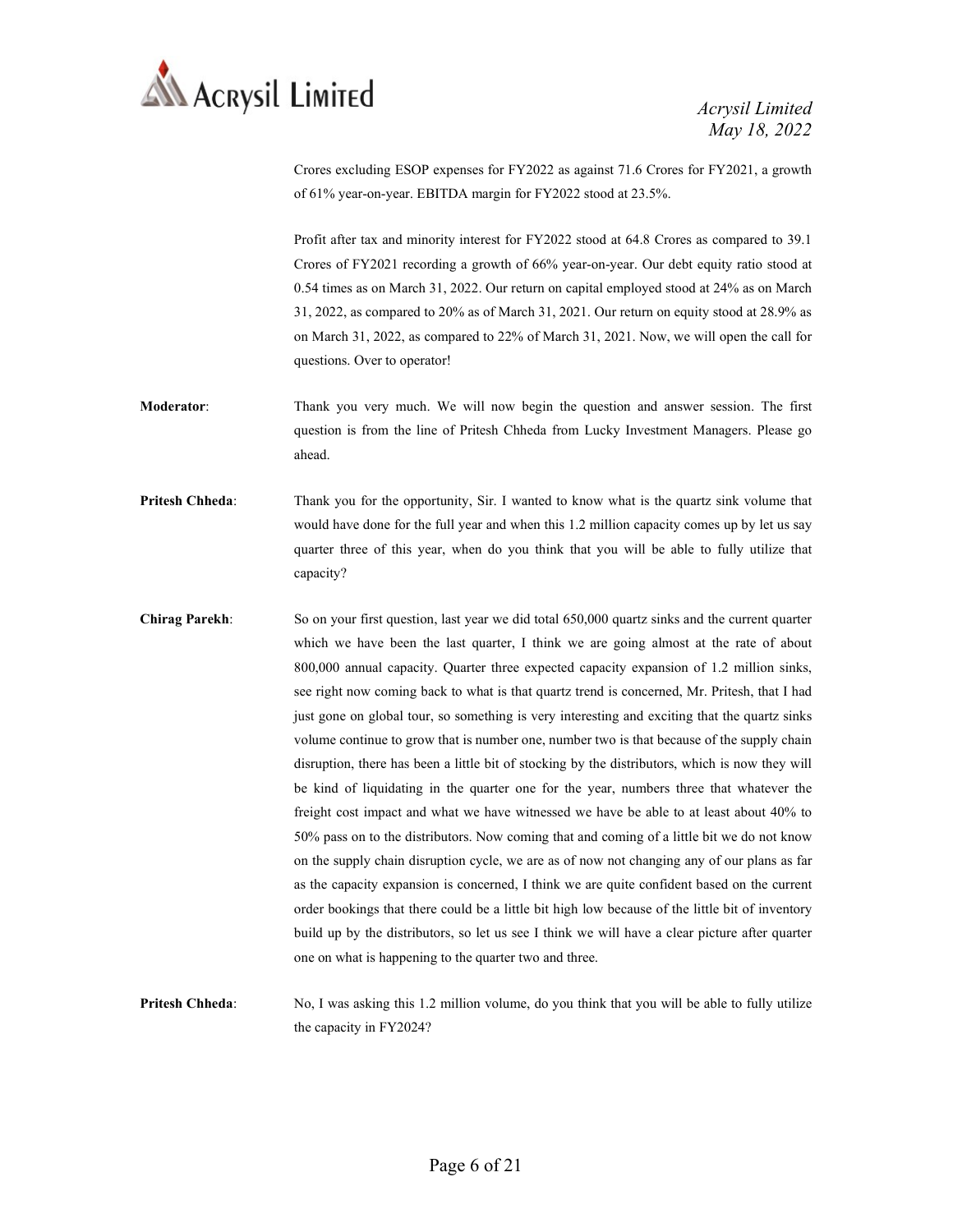Crores excluding ESOP expenses for FY2022 as against 71.6 Crores for FY2021, a growth of 61% year-on-year. EBITDA margin for FY2022 stood at 23.5%.

Profit after tax and minority interest for FY2022 stood at 64.8 Crores as compared to 39.1 Crores of FY2021 recording a growth of 66% year-on-year. Our debt equity ratio stood at 0.54 times as on March 31, 2022. Our return on capital employed stood at 24% as on March 31, 2022, as compared to 20% as of March 31, 2021. Our return on equity stood at 28.9% as on March 31, 2022, as compared to 22% of March 31, 2021. Now, we will open the call for questions. Over to operator!

**Moderator**: Thank you very much. We will now begin the question and answer session. The first question is from the line of Pritesh Chheda from Lucky Investment Managers. Please go ahead.

**Pritesh Chheda**: Thank you for the opportunity, Sir. I wanted to know what is the quartz sink volume that would have done for the full year and when this 1.2 million capacity comes up by let us say quarter three of this year, when do you think that you will be able to fully utilize that capacity?

**Chirag Parekh**: So on your first question, last year we did total 650,000 quartz sinks and the current quarter which we have been the last quarter, I think we are going almost at the rate of about 800,000 annual capacity. Quarter three expected capacity expansion of 1.2 million sinks, see right now coming back to what is that quartz trend is concerned, Mr. Pritesh, that I had just gone on global tour, so something is very interesting and exciting that the quartz sinks volume continue to grow that is number one, number two is that because of the supply chain disruption, there has been a little bit of stocking by the distributors, which is now they will be kind of liquidating in the quarter one for the year, numbers three that whatever the freight cost impact and what we have witnessed we have be able to at least about 40% to 50% pass on to the distributors. Now coming that and coming of a little bit we do not know on the supply chain disruption cycle, we are as of now not changing any of our plans as far as the capacity expansion is concerned, I think we are quite confident based on the current order bookings that there could be a little bit high low because of the little bit of inventory build up by the distributors, so let us see I think we will have a clear picture after quarter one on what is happening to the quarter two and three.

**Pritesh Chheda**: No, I was asking this 1.2 million volume, do you think that you will be able to fully utilize the capacity in FY2024?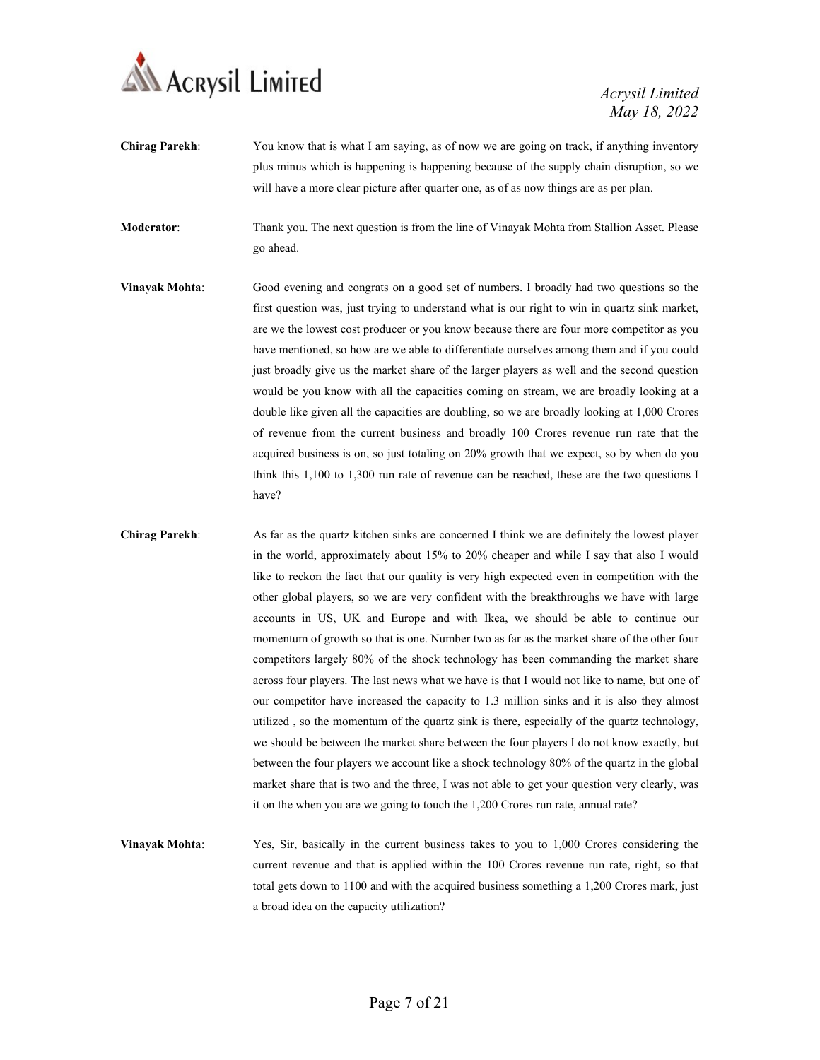**Chirag Parekh**: You know that is what I am saying, as of now we are going on track, if anything inventory plus minus which is happening is happening because of the supply chain disruption, so we will have a more clear picture after quarter one, as of as now things are as per plan.

**Moderator**: Thank you. The next question is from the line of Vinayak Mohta from Stallion Asset. Please go ahead.

**Vinayak Mohta**: Good evening and congrats on a good set of numbers. I broadly had two questions so the first question was, just trying to understand what is our right to win in quartz sink market, are we the lowest cost producer or you know because there are four more competitor as you have mentioned, so how are we able to differentiate ourselves among them and if you could just broadly give us the market share of the larger players as well and the second question would be you know with all the capacities coming on stream, we are broadly looking at a double like given all the capacities are doubling, so we are broadly looking at 1,000 Crores of revenue from the current business and broadly 100 Crores revenue run rate that the acquired business is on, so just totaling on 20% growth that we expect, so by when do you think this 1,100 to 1,300 run rate of revenue can be reached, these are the two questions I have?

**Chirag Parekh**: As far as the quartz kitchen sinks are concerned I think we are definitely the lowest player in the world, approximately about 15% to 20% cheaper and while I say that also I would like to reckon the fact that our quality is very high expected even in competition with the other global players, so we are very confident with the breakthroughs we have with large accounts in US, UK and Europe and with Ikea, we should be able to continue our momentum of growth so that is one. Number two as far as the market share of the other four competitors largely 80% of the shock technology has been commanding the market share across four players. The last news what we have is that I would not like to name, but one of our competitor have increased the capacity to 1.3 million sinks and it is also they almost utilized , so the momentum of the quartz sink is there, especially of the quartz technology, we should be between the market share between the four players I do not know exactly, but between the four players we account like a shock technology 80% of the quartz in the global market share that is two and the three, I was not able to get your question very clearly, was it on the when you are we going to touch the 1,200 Crores run rate, annual rate?

**Vinayak Mohta**: Yes, Sir, basically in the current business takes to you to 1,000 Crores considering the current revenue and that is applied within the 100 Crores revenue run rate, right, so that total gets down to 1100 and with the acquired business something a 1,200 Crores mark, just a broad idea on the capacity utilization?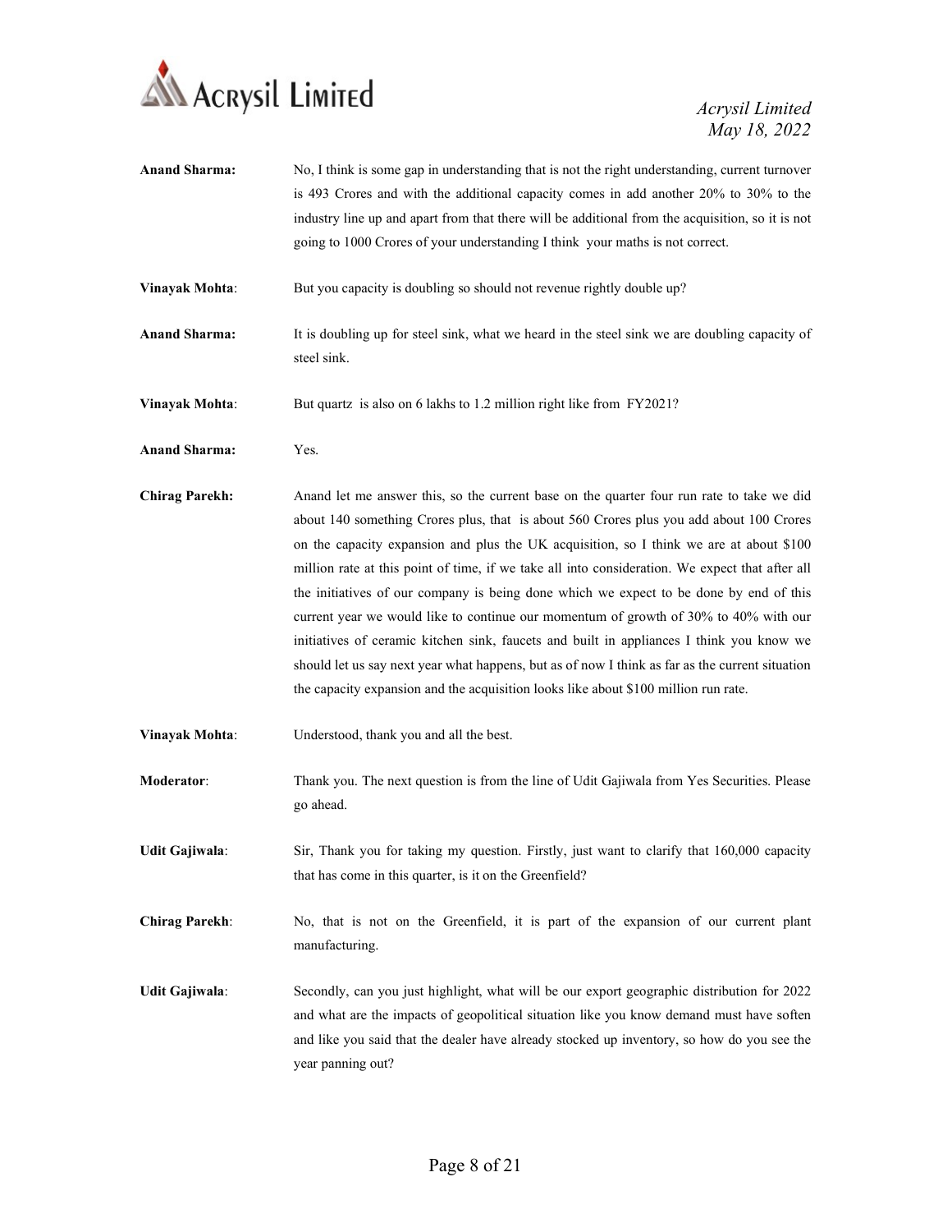**Anand Sharma:** No, I think is some gap in understanding that is not the right understanding, current turnover is 493 Crores and with the additional capacity comes in add another 20% to 30% to the industry line up and apart from that there will be additional from the acquisition, so it is not going to 1000 Crores of your understanding I think your maths is not correct.

**Vinayak Mohta**: But you capacity is doubling so should not revenue rightly double up?

**Anand Sharma:** It is doubling up for steel sink, what we heard in the steel sink we are doubling capacity of steel sink.

**Vinayak Mohta**: But quartz is also on 6 lakhs to 1.2 million right like from FY2021?

**Anand Sharma:** Yes.

**Chirag Parekh:** Anand let me answer this, so the current base on the quarter four run rate to take we did about 140 something Crores plus, that is about 560 Crores plus you add about 100 Crores on the capacity expansion and plus the UK acquisition, so I think we are at about $100 million rate at this point of time, if we take all into consideration. We expect that after all the initiatives of our company is being done which we expect to be done by end of this current year we would like to continue our momentum of growth of 30% to 40% with our initiatives of ceramic kitchen sink, faucets and built in appliances I think you know we should let us say next year what happens, but as of now I think as far as the current situation the capacity expansion and the acquisition looks like about $100 million run rate.

**Vinayak Mohta**: Understood, thank you and all the best.

**Moderator**: Thank you. The next question is from the line of Udit Gajiwala from Yes Securities. Please go ahead.

**Udit Gajiwala**: Sir, Thank you for taking my question. Firstly, just want to clarify that 160,000 capacity that has come in this quarter, is it on the Greenfield?

**Chirag Parekh**: No, that is not on the Greenfield, it is part of the expansion of our current plant manufacturing.

**Udit Gajiwala**: Secondly, can you just highlight, what will be our export geographic distribution for 2022 and what are the impacts of geopolitical situation like you know demand must have soften and like you said that the dealer have already stocked up inventory, so how do you see the year panning out?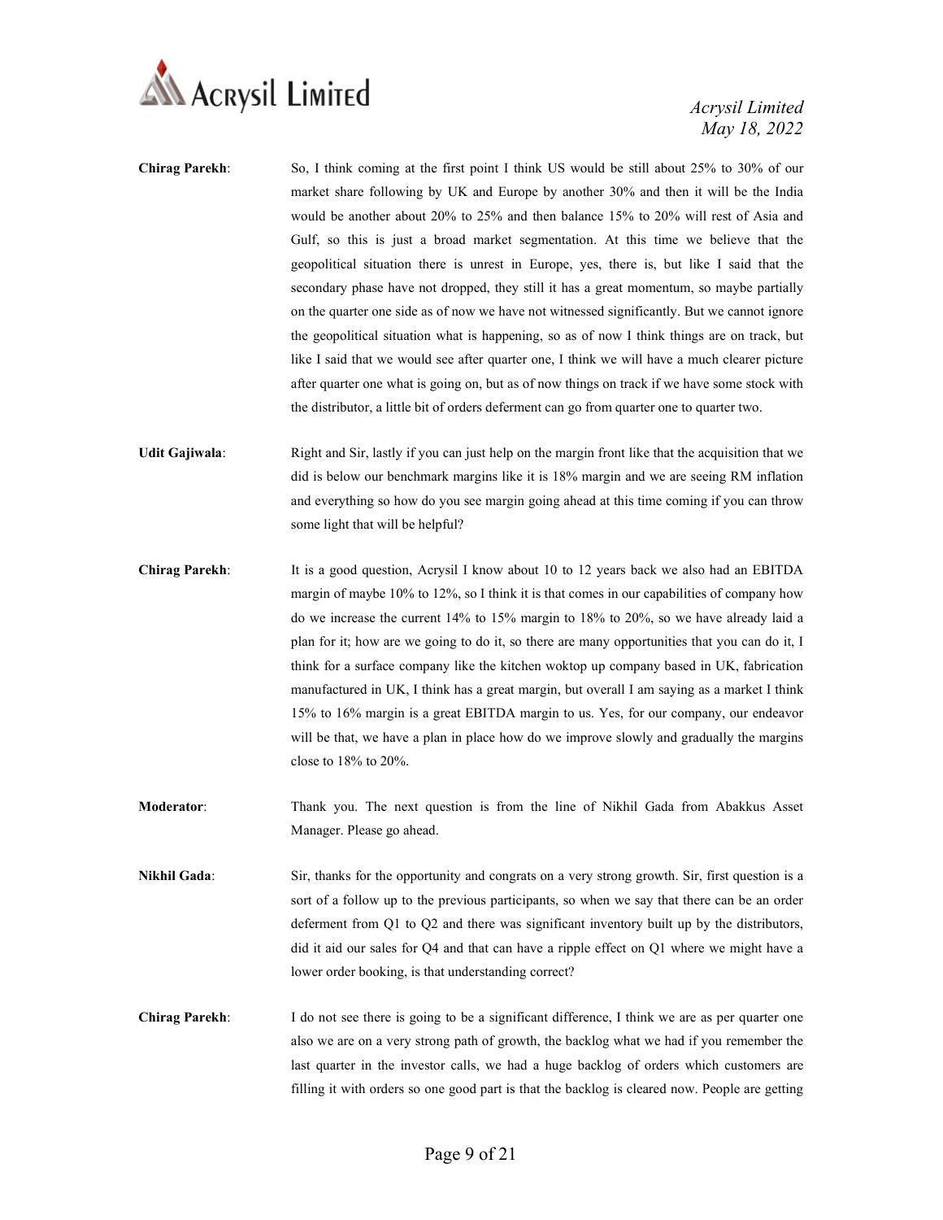**Chirag Parekh**: So, I think coming at the first point I think US would be still about 25% to 30% of our market share following by UK and Europe by another 30% and then it will be the India would be another about 20% to 25% and then balance 15% to 20% will rest of Asia and Gulf, so this is just a broad market segmentation. At this time we believe that the geopolitical situation there is unrest in Europe, yes, there is, but like I said that the secondary phase have not dropped, they still it has a great momentum, so maybe partially on the quarter one side as of now we have not witnessed significantly. But we cannot ignore the geopolitical situation what is happening, so as of now I think things are on track, but like I said that we would see after quarter one, I think we will have a much clearer picture after quarter one what is going on, but as of now things on track if we have some stock with the distributor, a little bit of orders deferment can go from quarter one to quarter two.

**Udit Gajiwala**: Right and Sir, lastly if you can just help on the margin front like that the acquisition that we did is below our benchmark margins like it is 18% margin and we are seeing RM inflation and everything so how do you see margin going ahead at this time coming if you can throw some light that will be helpful?

**Chirag Parekh**: It is a good question, Acrysil I know about 10 to 12 years back we also had an EBITDA margin of maybe 10% to 12%, so I think it is that comes in our capabilities of company how do we increase the current 14% to 15% margin to 18% to 20%, so we have already laid a plan for it; how are we going to do it, so there are many opportunities that you can do it, I think for a surface company like the kitchen woktop up company based in UK, fabrication manufactured in UK, I think has a great margin, but overall I am saying as a market I think 15% to 16% margin is a great EBITDA margin to us. Yes, for our company, our endeavor will be that, we have a plan in place how do we improve slowly and gradually the margins close to 18% to 20%.

**Moderator**: Thank you. The next question is from the line of Nikhil Gada from Abakkus Asset Manager. Please go ahead.

**Nikhil Gada**: Sir, thanks for the opportunity and congrats on a very strong growth. Sir, first question is a sort of a follow up to the previous participants, so when we say that there can be an order deferment from Q1 to Q2 and there was significant inventory built up by the distributors, did it aid our sales for Q4 and that can have a ripple effect on Q1 where we might have a lower order booking, is that understanding correct?

**Chirag Parekh**: I do not see there is going to be a significant difference, I think we are as per quarter one also we are on a very strong path of growth, the backlog what we had if you remember the last quarter in the investor calls, we had a huge backlog of orders which customers are filling it with orders so one good part is that the backlog is cleared now. People are getting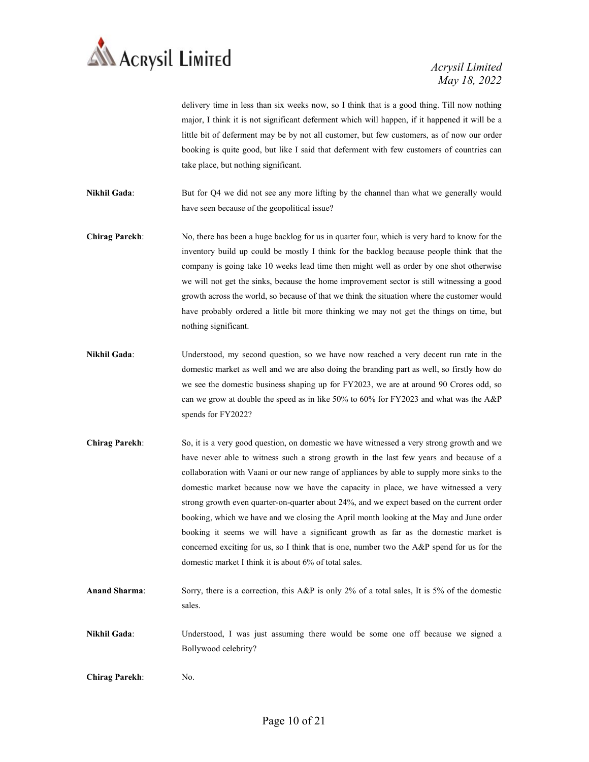delivery time in less than six weeks now, so I think that is a good thing. Till now nothing major, I think it is not significant deferment which will happen, if it happened it will be a little bit of deferment may be by not all customer, but few customers, as of now our order booking is quite good, but like I said that deferment with few customers of countries can take place, but nothing significant.

**Nikhil Gada**: But for Q4 we did not see any more lifting by the channel than what we generally would have seen because of the geopolitical issue?

**Chirag Parekh**: No, there has been a huge backlog for us in quarter four, which is very hard to know for the inventory build up could be mostly I think for the backlog because people think that the company is going take 10 weeks lead time then might well as order by one shot otherwise we will not get the sinks, because the home improvement sector is still witnessing a good growth across the world, so because of that we think the situation where the customer would have probably ordered a little bit more thinking we may not get the things on time, but nothing significant.

**Nikhil Gada**: Understood, my second question, so we have now reached a very decent run rate in the domestic market as well and we are also doing the branding part as well, so firstly how do we see the domestic business shaping up for FY2023, we are at around 90 Crores odd, so can we grow at double the speed as in like 50% to 60% for FY2023 and what was the A&P spends for FY2022?

**Chirag Parekh**: So, it is a very good question, on domestic we have witnessed a very strong growth and we have never able to witness such a strong growth in the last few years and because of a collaboration with Vaani or our new range of appliances by able to supply more sinks to the domestic market because now we have the capacity in place, we have witnessed a very strong growth even quarter-on-quarter about 24%, and we expect based on the current order booking, which we have and we closing the April month looking at the May and June order booking it seems we will have a significant growth as far as the domestic market is concerned exciting for us, so I think that is one, number two the A&P spend for us for the domestic market I think it is about 6% of total sales.

**Anand Sharma**: Sorry, there is a correction, this A&P is only 2% of a total sales, It is 5% of the domestic sales.

**Nikhil Gada**: Understood, I was just assuming there would be some one off because we signed a Bollywood celebrity?

**Chirag Parekh**: No.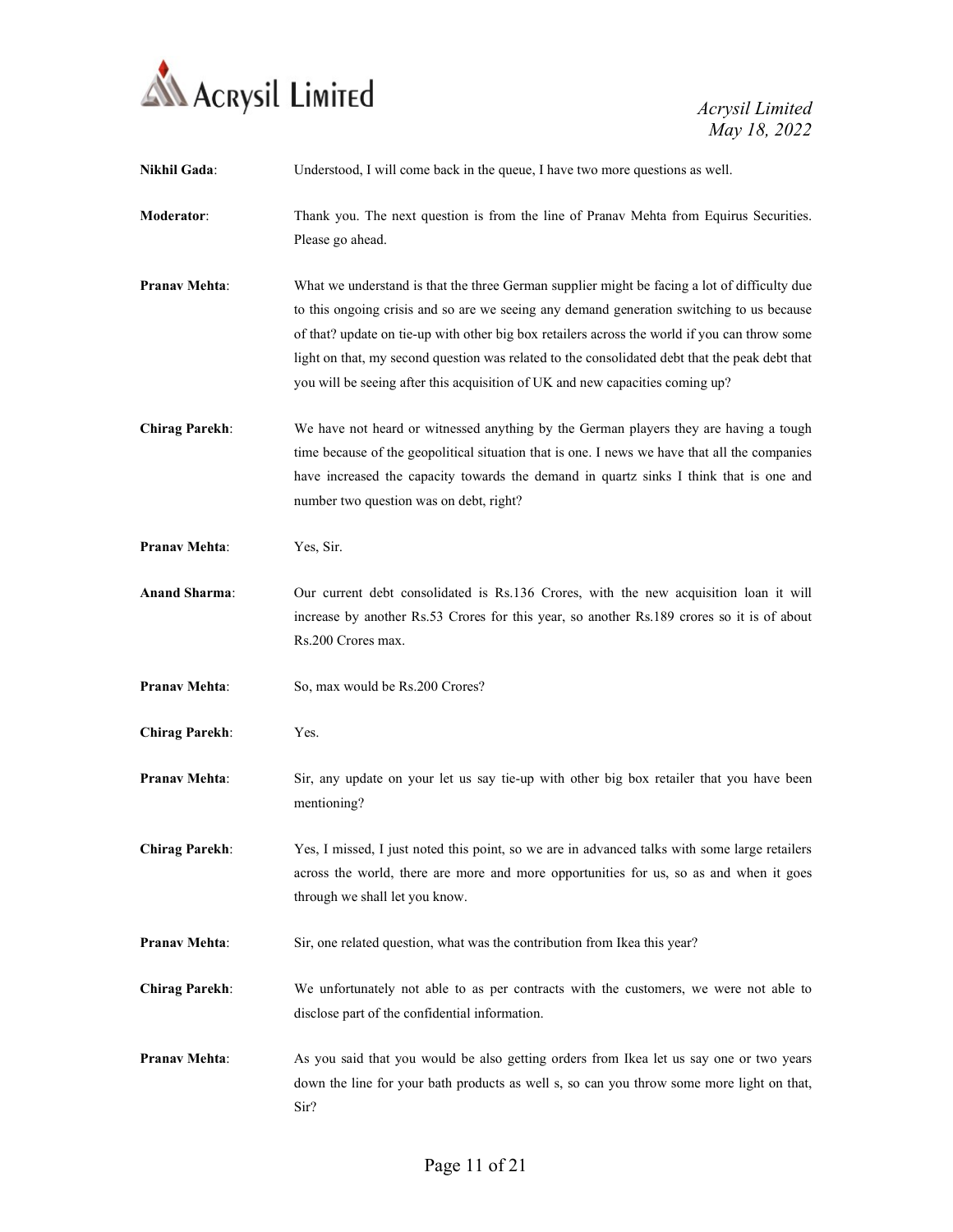**Nikhil Gada**: Understood, I will come back in the queue, I have two more questions as well.

**Moderator**: Thank you. The next question is from the line of Pranav Mehta from Equirus Securities. Please go ahead.

**Pranav Mehta**: What we understand is that the three German supplier might be facing a lot of difficulty due to this ongoing crisis and so are we seeing any demand generation switching to us because of that? update on tie-up with other big box retailers across the world if you can throw some light on that, my second question was related to the consolidated debt that the peak debt that you will be seeing after this acquisition of UK and new capacities coming up?

**Chirag Parekh**: We have not heard or witnessed anything by the German players they are having a tough time because of the geopolitical situation that is one. I news we have that all the companies have increased the capacity towards the demand in quartz sinks I think that is one and number two question was on debt, right?

**Pranav Mehta**: Yes, Sir.

**Anand Sharma**: Our current debt consolidated is Rs.136 Crores, with the new acquisition loan it will increase by another Rs.53 Crores for this year, so another Rs.189 crores so it is of about Rs.200 Crores max.

**Pranav Mehta**: So, max would be Rs.200 Crores?

**Chirag Parekh**: Yes.

**Pranav Mehta**: Sir, any update on your let us say tie-up with other big box retailer that you have been mentioning?

**Chirag Parekh**: Yes, I missed, I just noted this point, so we are in advanced talks with some large retailers across the world, there are more and more opportunities for us, so as and when it goes through we shall let you know.

**Pranav Mehta**: Sir, one related question, what was the contribution from Ikea this year?

**Chirag Parekh**: We unfortunately not able to as per contracts with the customers, we were not able to disclose part of the confidential information.

**Pranav Mehta**: As you said that you would be also getting orders from Ikea let us say one or two years down the line for your bath products as well s, so can you throw some more light on that, Sir?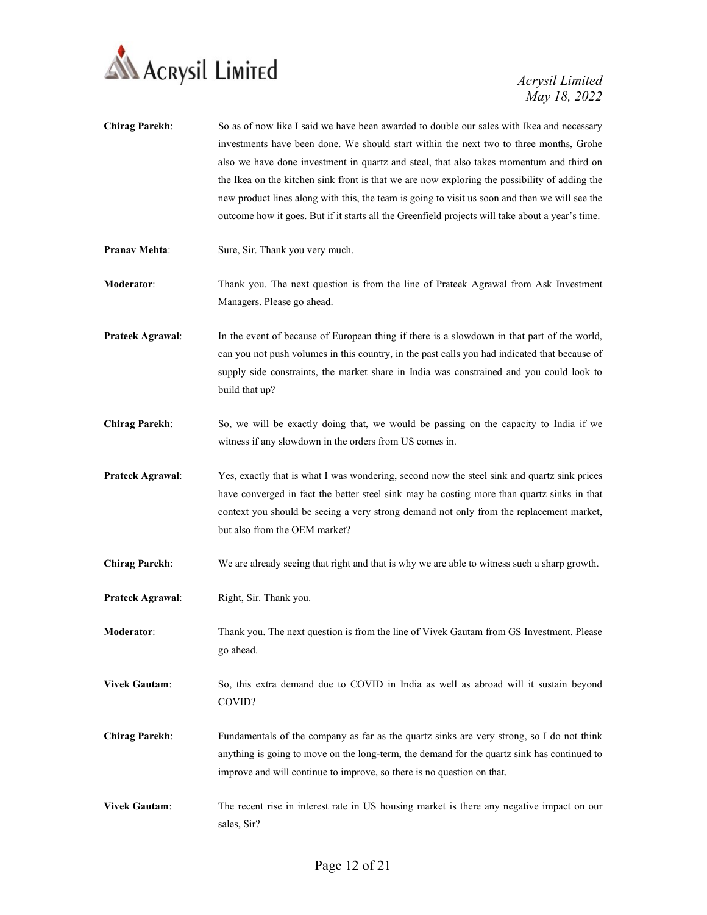**Chirag Parekh**: So as of now like I said we have been awarded to double our sales with Ikea and necessary investments have been done. We should start within the next two to three months, Grohe also we have done investment in quartz and steel, that also takes momentum and third on the Ikea on the kitchen sink front is that we are now exploring the possibility of adding the new product lines along with this, the team is going to visit us soon and then we will see the outcome how it goes. But if it starts all the Greenfield projects will take about a year's time.

**Pranav Mehta**: Sure, Sir. Thank you very much.

**Moderator**: Thank you. The next question is from the line of Prateek Agrawal from Ask Investment Managers. Please go ahead.

**Prateek Agrawal**: In the event of because of European thing if there is a slowdown in that part of the world, can you not push volumes in this country, in the past calls you had indicated that because of supply side constraints, the market share in India was constrained and you could look to build that up?

**Chirag Parekh**: So, we will be exactly doing that, we would be passing on the capacity to India if we witness if any slowdown in the orders from US comes in.

**Prateek Agrawal**: Yes, exactly that is what I was wondering, second now the steel sink and quartz sink prices have converged in fact the better steel sink may be costing more than quartz sinks in that context you should be seeing a very strong demand not only from the replacement market, but also from the OEM market?

**Chirag Parekh**: We are already seeing that right and that is why we are able to witness such a sharp growth.

**Prateek Agrawal**: Right, Sir. Thank you.

**Moderator**: Thank you. The next question is from the line of Vivek Gautam from GS Investment. Please go ahead.

**Vivek Gautam**: So, this extra demand due to COVID in India as well as abroad will it sustain beyond COVID?

**Chirag Parekh**: Fundamentals of the company as far as the quartz sinks are very strong, so I do not think anything is going to move on the long-term, the demand for the quartz sink has continued to improve and will continue to improve, so there is no question on that.

**Vivek Gautam**: The recent rise in interest rate in US housing market is there any negative impact on our sales, Sir?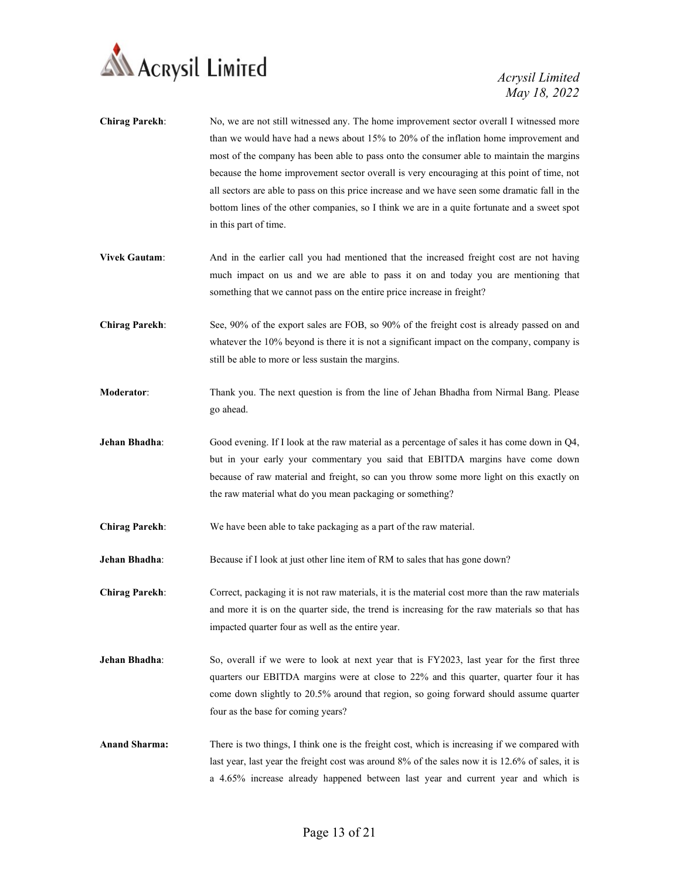**Chirag Parekh**: No, we are not still witnessed any. The home improvement sector overall I witnessed more than we would have had a news about 15% to 20% of the inflation home improvement and most of the company has been able to pass onto the consumer able to maintain the margins because the home improvement sector overall is very encouraging at this point of time, not all sectors are able to pass on this price increase and we have seen some dramatic fall in the bottom lines of the other companies, so I think we are in a quite fortunate and a sweet spot in this part of time.

**Vivek Gautam**: And in the earlier call you had mentioned that the increased freight cost are not having much impact on us and we are able to pass it on and today you are mentioning that something that we cannot pass on the entire price increase in freight?

**Chirag Parekh**: See, 90% of the export sales are FOB, so 90% of the freight cost is already passed on and whatever the 10% beyond is there it is not a significant impact on the company, company is still be able to more or less sustain the margins.

**Moderator**: Thank you. The next question is from the line of Jehan Bhadha from Nirmal Bang. Please go ahead.

**Jehan Bhadha**: Good evening. If I look at the raw material as a percentage of sales it has come down in Q4, but in your early your commentary you said that EBITDA margins have come down because of raw material and freight, so can you throw some more light on this exactly on the raw material what do you mean packaging or something?

**Chirag Parekh**: We have been able to take packaging as a part of the raw material.

**Jehan Bhadha**: Because if I look at just other line item of RM to sales that has gone down?

**Chirag Parekh**: Correct, packaging it is not raw materials, it is the material cost more than the raw materials and more it is on the quarter side, the trend is increasing for the raw materials so that has impacted quarter four as well as the entire year.

**Jehan Bhadha**: So, overall if we were to look at next year that is FY2023, last year for the first three quarters our EBITDA margins were at close to 22% and this quarter, quarter four it has come down slightly to 20.5% around that region, so going forward should assume quarter four as the base for coming years?

**Anand Sharma:** There is two things, I think one is the freight cost, which is increasing if we compared with last year, last year the freight cost was around 8% of the sales now it is 12.6% of sales, it is a 4.65% increase already happened between last year and current year and which is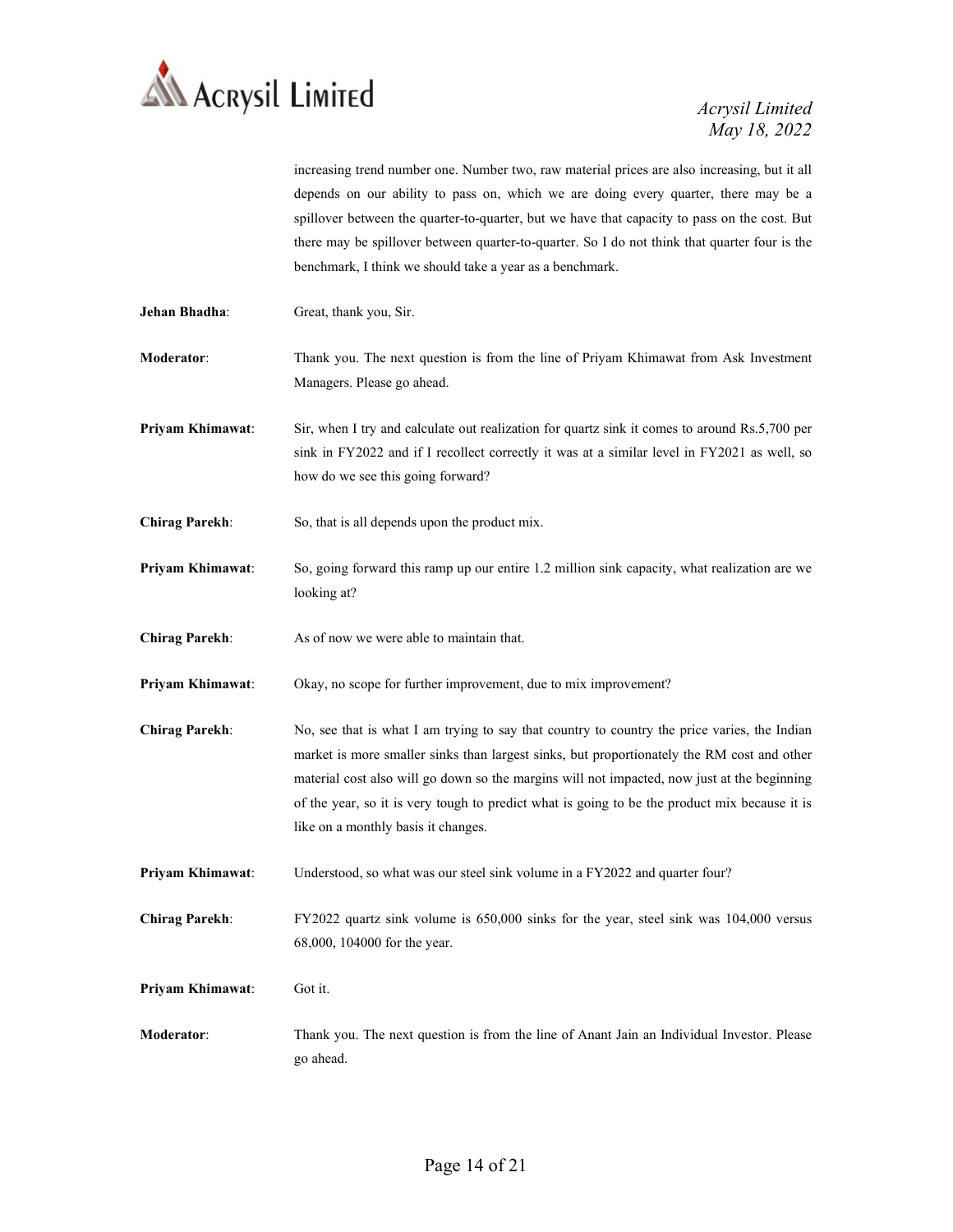increasing trend number one. Number two, raw material prices are also increasing, but it all depends on our ability to pass on, which we are doing every quarter, there may be a spillover between the quarter-to-quarter, but we have that capacity to pass on the cost. But there may be spillover between quarter-to-quarter. So I do not think that quarter four is the benchmark, I think we should take a year as a benchmark.

**Jehan Bhadha**: Great, thank you, Sir.

**Moderator**: Thank you. The next question is from the line of Priyam Khimawat from Ask Investment Managers. Please go ahead.

**Priyam Khimawat**: Sir, when I try and calculate out realization for quartz sink it comes to around Rs.5,700 per sink in FY2022 and if I recollect correctly it was at a similar level in FY2021 as well, so how do we see this going forward?

**Chirag Parekh**: So, that is all depends upon the product mix.

**Priyam Khimawat**: So, going forward this ramp up our entire 1.2 million sink capacity, what realization are we looking at?

**Chirag Parekh**: As of now we were able to maintain that.

**Priyam Khimawat**: Okay, no scope for further improvement, due to mix improvement?

**Chirag Parekh**: No, see that is what I am trying to say that country to country the price varies, the Indian market is more smaller sinks than largest sinks, but proportionately the RM cost and other material cost also will go down so the margins will not impacted, now just at the beginning of the year, so it is very tough to predict what is going to be the product mix because it is like on a monthly basis it changes.

**Priyam Khimawat**: Understood, so what was our steel sink volume in a FY2022 and quarter four?

**Chirag Parekh**: FY2022 quartz sink volume is 650,000 sinks for the year, steel sink was 104,000 versus 68,000, 104000 for the year.

**Priyam Khimawat**: Got it.

**Moderator**: Thank you. The next question is from the line of Anant Jain an Individual Investor. Please go ahead.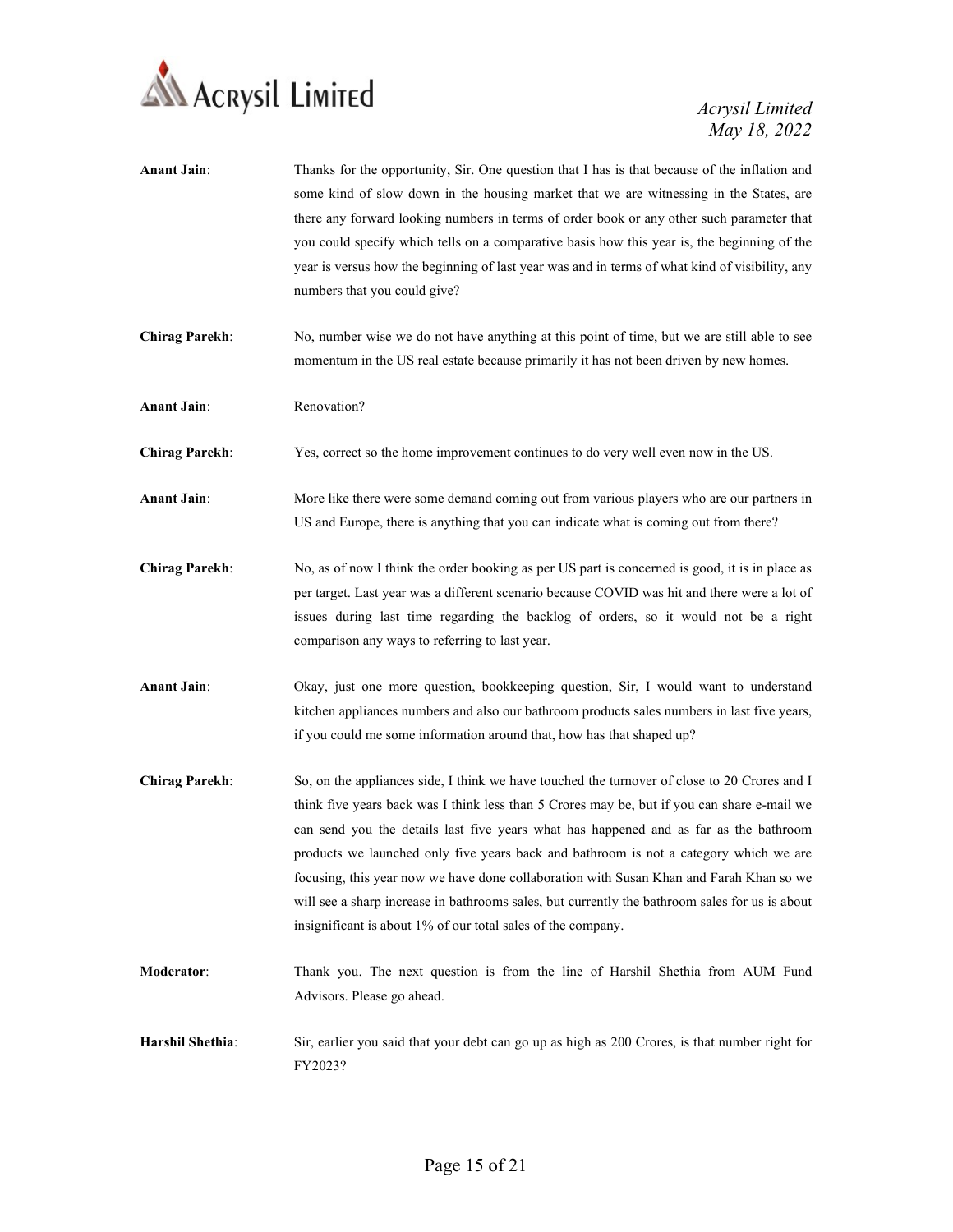**Anant Jain**: Thanks for the opportunity, Sir. One question that I has is that because of the inflation and some kind of slow down in the housing market that we are witnessing in the States, are there any forward looking numbers in terms of order book or any other such parameter that you could specify which tells on a comparative basis how this year is, the beginning of the year is versus how the beginning of last year was and in terms of what kind of visibility, any numbers that you could give?

**Chirag Parekh**: No, number wise we do not have anything at this point of time, but we are still able to see momentum in the US real estate because primarily it has not been driven by new homes.

**Anant Jain**: Renovation?

**Chirag Parekh**: Yes, correct so the home improvement continues to do very well even now in the US.

**Anant Jain**: More like there were some demand coming out from various players who are our partners in US and Europe, there is anything that you can indicate what is coming out from there?

**Chirag Parekh**: No, as of now I think the order booking as per US part is concerned is good, it is in place as per target. Last year was a different scenario because COVID was hit and there were a lot of issues during last time regarding the backlog of orders, so it would not be a right comparison any ways to referring to last year.

**Anant Jain**: Okay, just one more question, bookkeeping question, Sir, I would want to understand kitchen appliances numbers and also our bathroom products sales numbers in last five years, if you could me some information around that, how has that shaped up?

**Chirag Parekh**: So, on the appliances side, I think we have touched the turnover of close to 20 Crores and I think five years back was I think less than 5 Crores may be, but if you can share e-mail we can send you the details last five years what has happened and as far as the bathroom products we launched only five years back and bathroom is not a category which we are focusing, this year now we have done collaboration with Susan Khan and Farah Khan so we will see a sharp increase in bathrooms sales, but currently the bathroom sales for us is about insignificant is about 1% of our total sales of the company.

**Moderator**: Thank you. The next question is from the line of Harshil Shethia from AUM Fund Advisors. Please go ahead.

**Harshil Shethia**: Sir, earlier you said that your debt can go up as high as 200 Crores, is that number right for FY2023?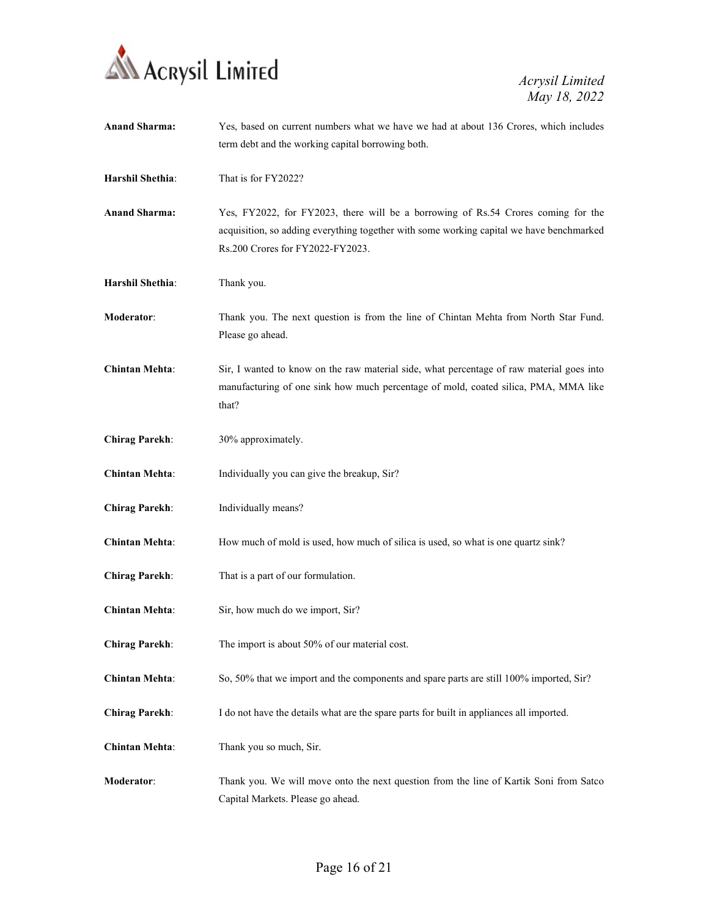**Anand Sharma:** Yes, based on current numbers what we have we had at about 136 Crores, which includes term debt and the working capital borrowing both.

**Harshil Shethia**: That is for FY2022?

**Anand Sharma:** Yes, FY2022, for FY2023, there will be a borrowing of Rs.54 Crores coming for the acquisition, so adding everything together with some working capital we have benchmarked Rs.200 Crores for FY2022-FY2023.

**Harshil Shethia**: Thank you.

**Moderator**: Thank you. The next question is from the line of Chintan Mehta from North Star Fund. Please go ahead.

**Chintan Mehta**: Sir, I wanted to know on the raw material side, what percentage of raw material goes into manufacturing of one sink how much percentage of mold, coated silica, PMA, MMA like that?

**Chirag Parekh**: 30% approximately.

**Chintan Mehta**: Individually you can give the breakup, Sir?

**Chirag Parekh**: Individually means?

**Chintan Mehta**: How much of mold is used, how much of silica is used, so what is one quartz sink?

**Chirag Parekh**: That is a part of our formulation.

**Chintan Mehta**: Sir, how much do we import, Sir?

**Chirag Parekh**: The import is about 50% of our material cost.

**Chintan Mehta**: So, 50% that we import and the components and spare parts are still 100% imported, Sir?

**Chirag Parekh**: I do not have the details what are the spare parts for built in appliances all imported.

**Chintan Mehta**: Thank you so much, Sir.

**Moderator**: Thank you. We will move onto the next question from the line of Kartik Soni from Satco Capital Markets. Please go ahead.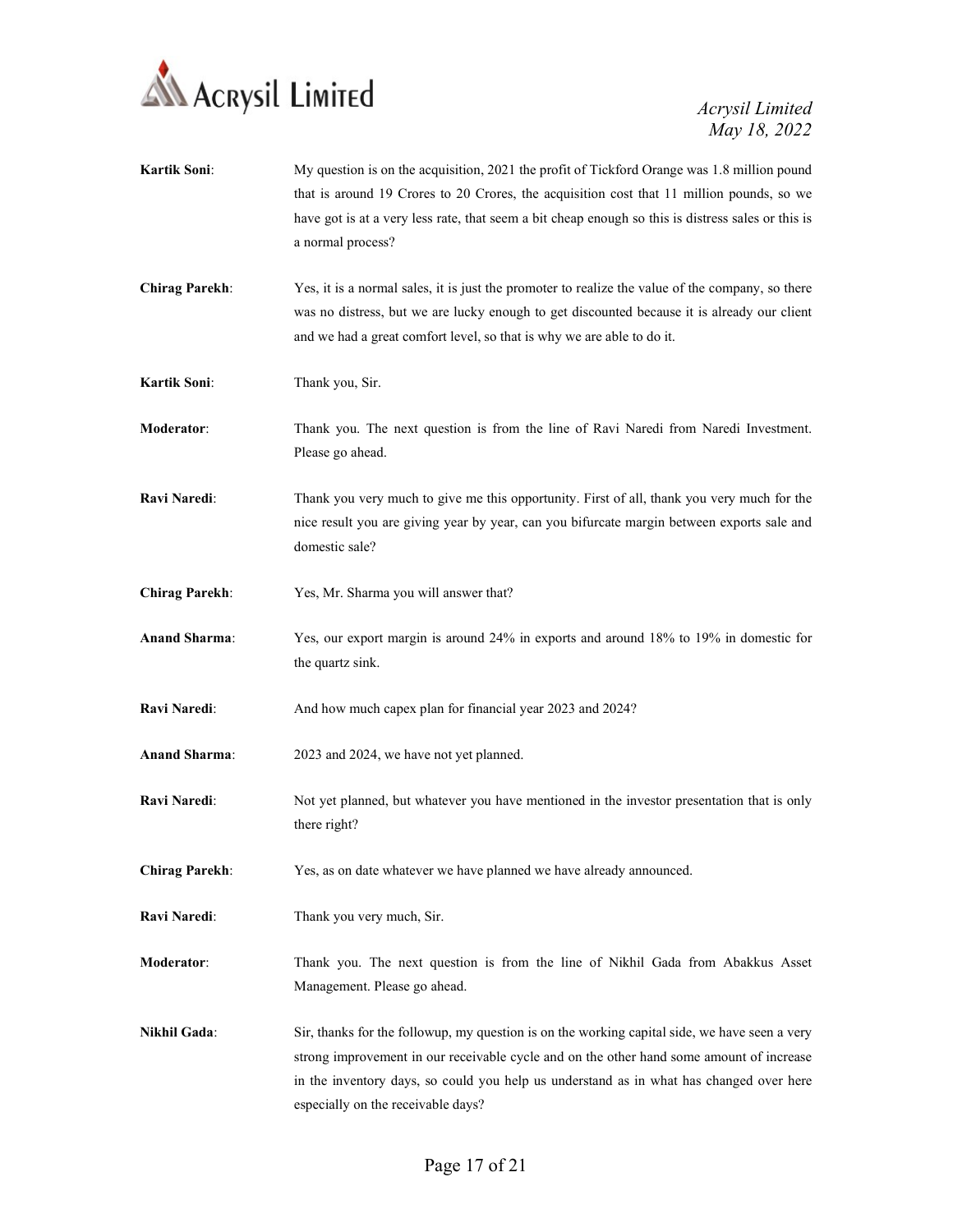**Kartik Soni**: My question is on the acquisition, 2021 the profit of Tickford Orange was 1.8 million pound that is around 19 Crores to 20 Crores, the acquisition cost that 11 million pounds, so we have got is at a very less rate, that seem a bit cheap enough so this is distress sales or this is a normal process?

**Chirag Parekh**: Yes, it is a normal sales, it is just the promoter to realize the value of the company, so there was no distress, but we are lucky enough to get discounted because it is already our client and we had a great comfort level, so that is why we are able to do it.

**Kartik Soni**: Thank you, Sir.

**Moderator**: Thank you. The next question is from the line of Ravi Naredi from Naredi Investment. Please go ahead.

**Ravi Naredi**: Thank you very much to give me this opportunity. First of all, thank you very much for the nice result you are giving year by year, can you bifurcate margin between exports sale and domestic sale?

**Chirag Parekh**: Yes, Mr. Sharma you will answer that?

**Anand Sharma**: Yes, our export margin is around 24% in exports and around 18% to 19% in domestic for the quartz sink.

**Ravi Naredi**: And how much capex plan for financial year 2023 and 2024?

**Anand Sharma**: 2023 and 2024, we have not yet planned.

**Ravi Naredi**: Not yet planned, but whatever you have mentioned in the investor presentation that is only there right?

**Chirag Parekh**: Yes, as on date whatever we have planned we have already announced.

**Ravi Naredi**: Thank you very much, Sir.

**Moderator**: Thank you. The next question is from the line of Nikhil Gada from Abakkus Asset Management. Please go ahead.

**Nikhil Gada**: Sir, thanks for the followup, my question is on the working capital side, we have seen a very strong improvement in our receivable cycle and on the other hand some amount of increase in the inventory days, so could you help us understand as in what has changed over here especially on the receivable days?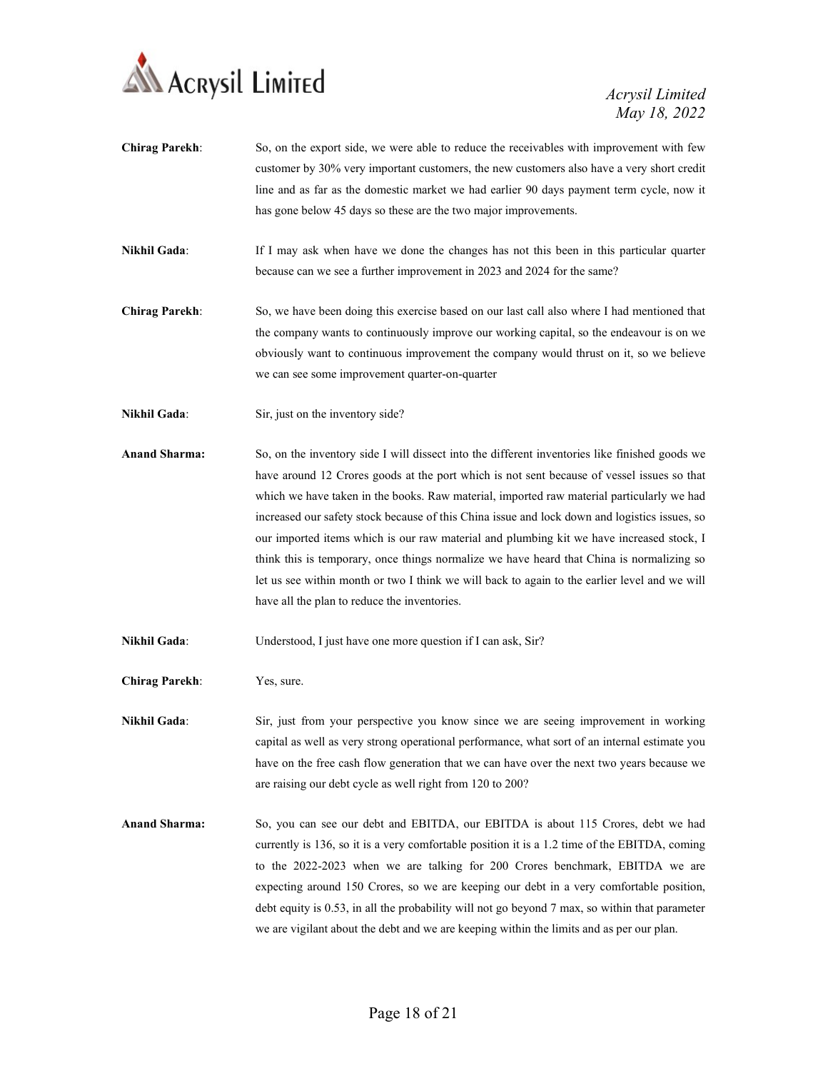**Chirag Parekh**: So, on the export side, we were able to reduce the receivables with improvement with few customer by 30% very important customers, the new customers also have a very short credit line and as far as the domestic market we had earlier 90 days payment term cycle, now it has gone below 45 days so these are the two major improvements.

**Nikhil Gada**: If I may ask when have we done the changes has not this been in this particular quarter because can we see a further improvement in 2023 and 2024 for the same?

**Chirag Parekh**: So, we have been doing this exercise based on our last call also where I had mentioned that the company wants to continuously improve our working capital, so the endeavour is on we obviously want to continuous improvement the company would thrust on it, so we believe we can see some improvement quarter-on-quarter

**Nikhil Gada**: Sir, just on the inventory side?

**Anand Sharma:** So, on the inventory side I will dissect into the different inventories like finished goods we have around 12 Crores goods at the port which is not sent because of vessel issues so that which we have taken in the books. Raw material, imported raw material particularly we had increased our safety stock because of this China issue and lock down and logistics issues, so our imported items which is our raw material and plumbing kit we have increased stock, I think this is temporary, once things normalize we have heard that China is normalizing so let us see within month or two I think we will back to again to the earlier level and we will have all the plan to reduce the inventories.

**Nikhil Gada**: Understood, I just have one more question if I can ask, Sir?

**Chirag Parekh**: Yes, sure.

**Nikhil Gada**: Sir, just from your perspective you know since we are seeing improvement in working capital as well as very strong operational performance, what sort of an internal estimate you have on the free cash flow generation that we can have over the next two years because we are raising our debt cycle as well right from 120 to 200?

**Anand Sharma:** So, you can see our debt and EBITDA, our EBITDA is about 115 Crores, debt we had currently is 136, so it is a very comfortable position it is a 1.2 time of the EBITDA, coming to the 2022-2023 when we are talking for 200 Crores benchmark, EBITDA we are expecting around 150 Crores, so we are keeping our debt in a very comfortable position, debt equity is 0.53, in all the probability will not go beyond 7 max, so within that parameter we are vigilant about the debt and we are keeping within the limits and as per our plan.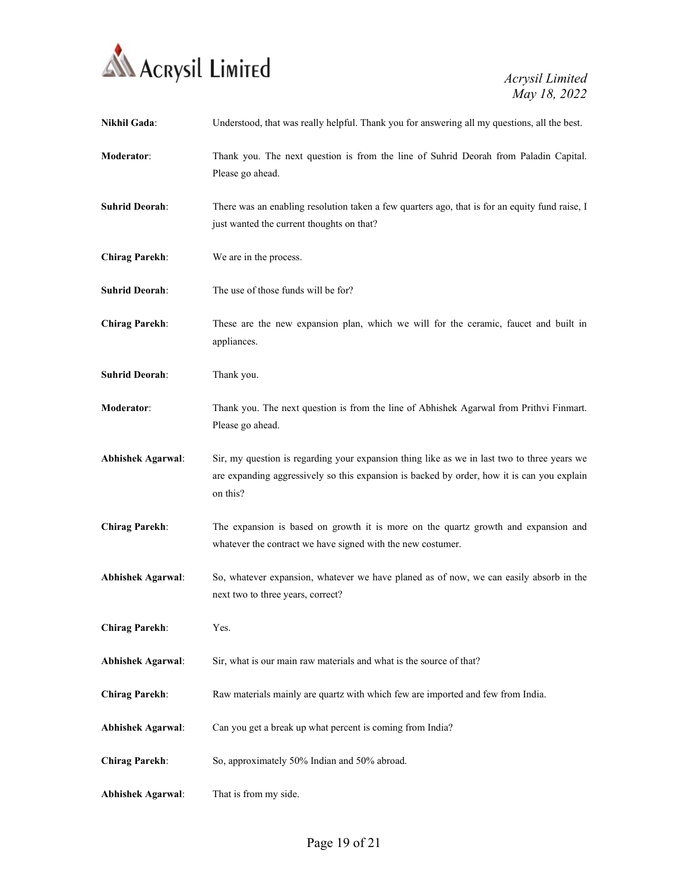**Nikhil Gada**: Understood, that was really helpful. Thank you for answering all my questions, all the best.

**Moderator**: Thank you. The next question is from the line of Suhrid Deorah from Paladin Capital. Please go ahead.

**Suhrid Deorah**: There was an enabling resolution taken a few quarters ago, that is for an equity fund raise, I just wanted the current thoughts on that?

**Chirag Parekh**: We are in the process.

**Suhrid Deorah**: The use of those funds will be for?

**Chirag Parekh**: These are the new expansion plan, which we will for the ceramic, faucet and built in appliances.

**Suhrid Deorah**: Thank you.

**Moderator**: Thank you. The next question is from the line of Abhishek Agarwal from Prithvi Finmart. Please go ahead.

**Abhishek Agarwal**: Sir, my question is regarding your expansion thing like as we in last two to three years we are expanding aggressively so this expansion is backed by order, how it is can you explain on this?

**Chirag Parekh**: The expansion is based on growth it is more on the quartz growth and expansion and whatever the contract we have signed with the new costumer.

**Abhishek Agarwal**: So, whatever expansion, whatever we have planed as of now, we can easily absorb in the next two to three years, correct?

**Chirag Parekh**: Yes.

**Abhishek Agarwal**: Sir, what is our main raw materials and what is the source of that?

**Chirag Parekh**: Raw materials mainly are quartz with which few are imported and few from India.

**Abhishek Agarwal**: Can you get a break up what percent is coming from India?

**Chirag Parekh**: So, approximately 50% Indian and 50% abroad.

**Abhishek Agarwal**: That is from my side.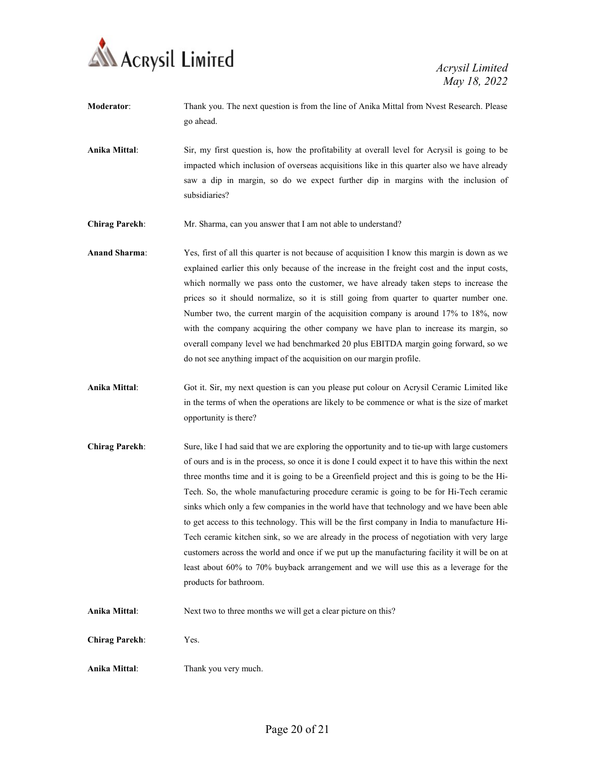**Moderator**: Thank you. The next question is from the line of Anika Mittal from Nvest Research. Please go ahead.

**Anika Mittal**: Sir, my first question is, how the profitability at overall level for Acrysil is going to be impacted which inclusion of overseas acquisitions like in this quarter also we have already saw a dip in margin, so do we expect further dip in margins with the inclusion of subsidiaries?

**Chirag Parekh**: Mr. Sharma, can you answer that I am not able to understand?

**Anand Sharma**: Yes, first of all this quarter is not because of acquisition I know this margin is down as we explained earlier this only because of the increase in the freight cost and the input costs, which normally we pass onto the customer, we have already taken steps to increase the prices so it should normalize, so it is still going from quarter to quarter number one. Number two, the current margin of the acquisition company is around 17% to 18%, now with the company acquiring the other company we have plan to increase its margin, so overall company level we had benchmarked 20 plus EBITDA margin going forward, so we do not see anything impact of the acquisition on our margin profile.

**Anika Mittal**: Got it. Sir, my next question is can you please put colour on Acrysil Ceramic Limited like in the terms of when the operations are likely to be commence or what is the size of market opportunity is there?

**Chirag Parekh**: Sure, like I had said that we are exploring the opportunity and to tie-up with large customers of ours and is in the process, so once it is done I could expect it to have this within the next three months time and it is going to be a Greenfield project and this is going to be the Hi-Tech. So, the whole manufacturing procedure ceramic is going to be for Hi-Tech ceramic sinks which only a few companies in the world have that technology and we have been able to get access to this technology. This will be the first company in India to manufacture Hi-Tech ceramic kitchen sink, so we are already in the process of negotiation with very large customers across the world and once if we put up the manufacturing facility it will be on at least about 60% to 70% buyback arrangement and we will use this as a leverage for the products for bathroom.

**Anika Mittal**: Next two to three months we will get a clear picture on this?

**Chirag Parekh**: Yes.

**Anika Mittal**: Thank you very much.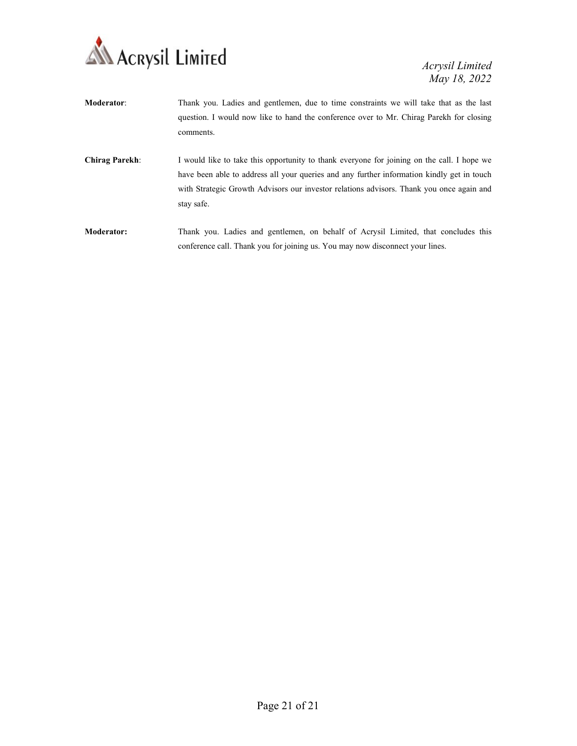**Moderator**: Thank you. Ladies and gentlemen, due to time constraints we will take that as the last question. I would now like to hand the conference over to Mr. Chirag Parekh for closing comments.

**Chirag Parekh**: I would like to take this opportunity to thank everyone for joining on the call. I hope we have been able to address all your queries and any further information kindly get in touch with Strategic Growth Advisors our investor relations advisors. Thank you once again and stay safe.

**Moderator:** Thank you. Ladies and gentlemen, on behalf of Acrysil Limited, that concludes this conference call. Thank you for joining us. You may now disconnect your lines.